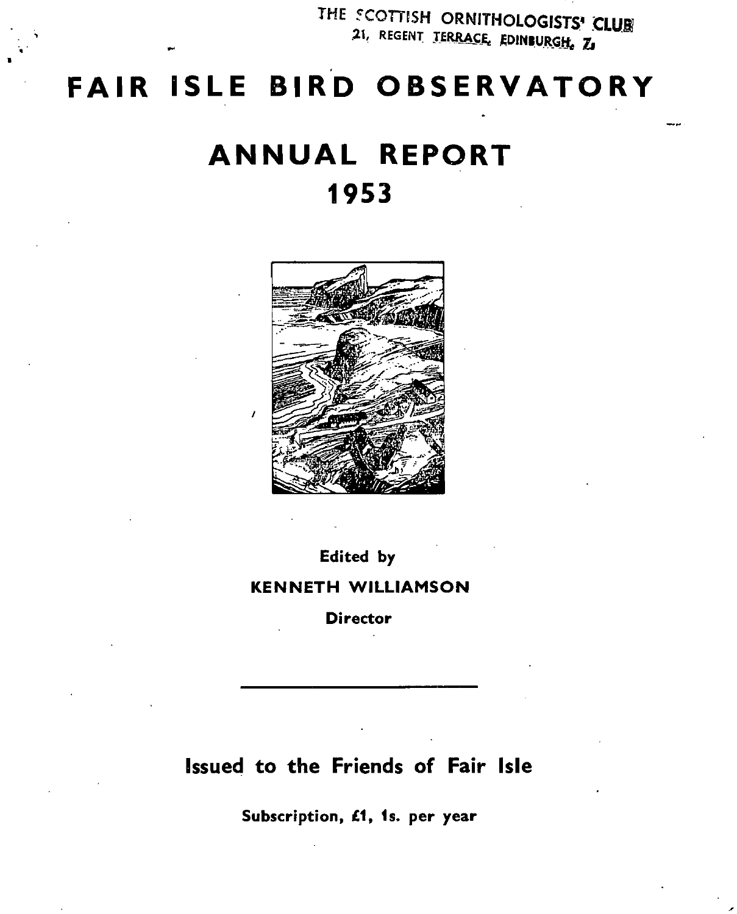THE SCOTTISH ORNITHOLOGISTS' CLUB
21, REGENT TERRACE, EDINBURGH, 7.

# FAIR ISLE BIRD OBSERVATORY

# ANNUAL REPORT
# 1953

**Edited by**

**KENNETH WILLIAMSON**

**Director**

---

## Issued to the Friends of Fair Isle

**Subscription, £1, 1s. per year**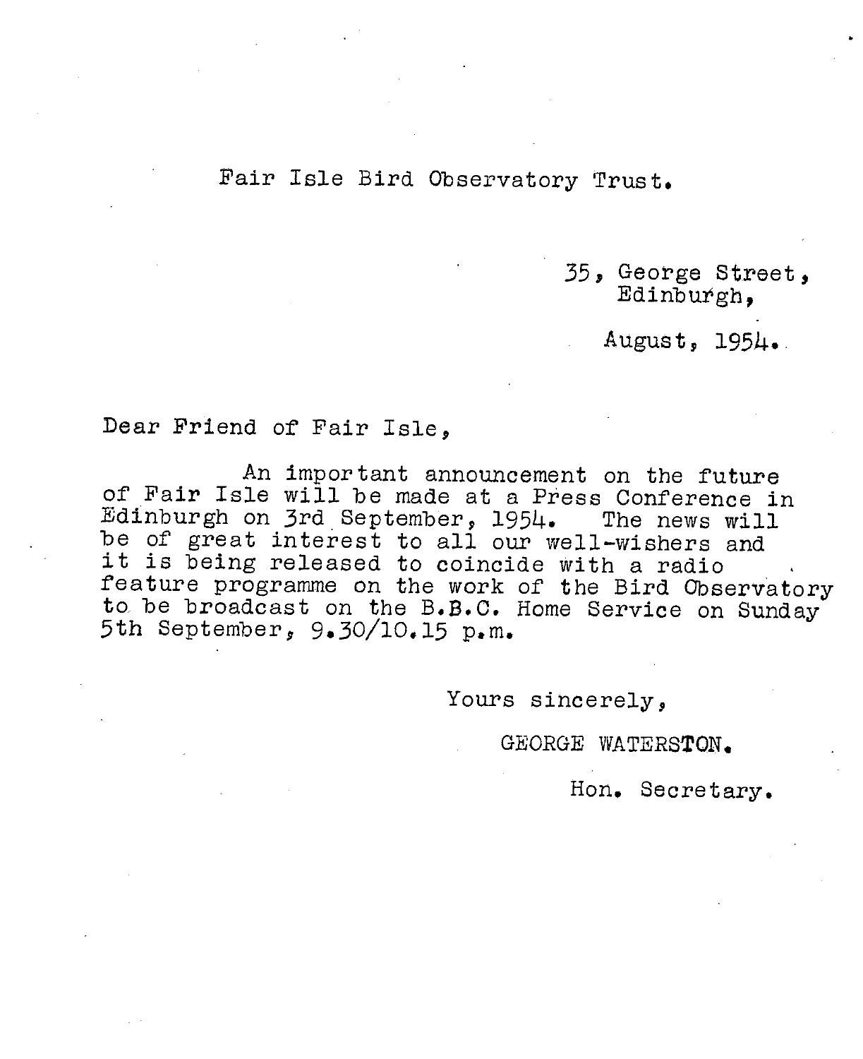Fair Isle Bird Observatory Trust.

35, George Street,
Edinburgh,

August, 1954.

Dear Friend of Fair Isle,

An important announcement on the future of Fair Isle will be made at a Press Conference in Edinburgh on 3rd September, 1954. The news will be of great interest to all our well-wishers and it is being released to coincide with a radio feature programme on the work of the Bird Observatory to be broadcast on the B.B.C. Home Service on Sunday 5th September, 9.30/10.15 p.m.

Yours sincerely,

GEORGE WATERSTON.

Hon. Secretary.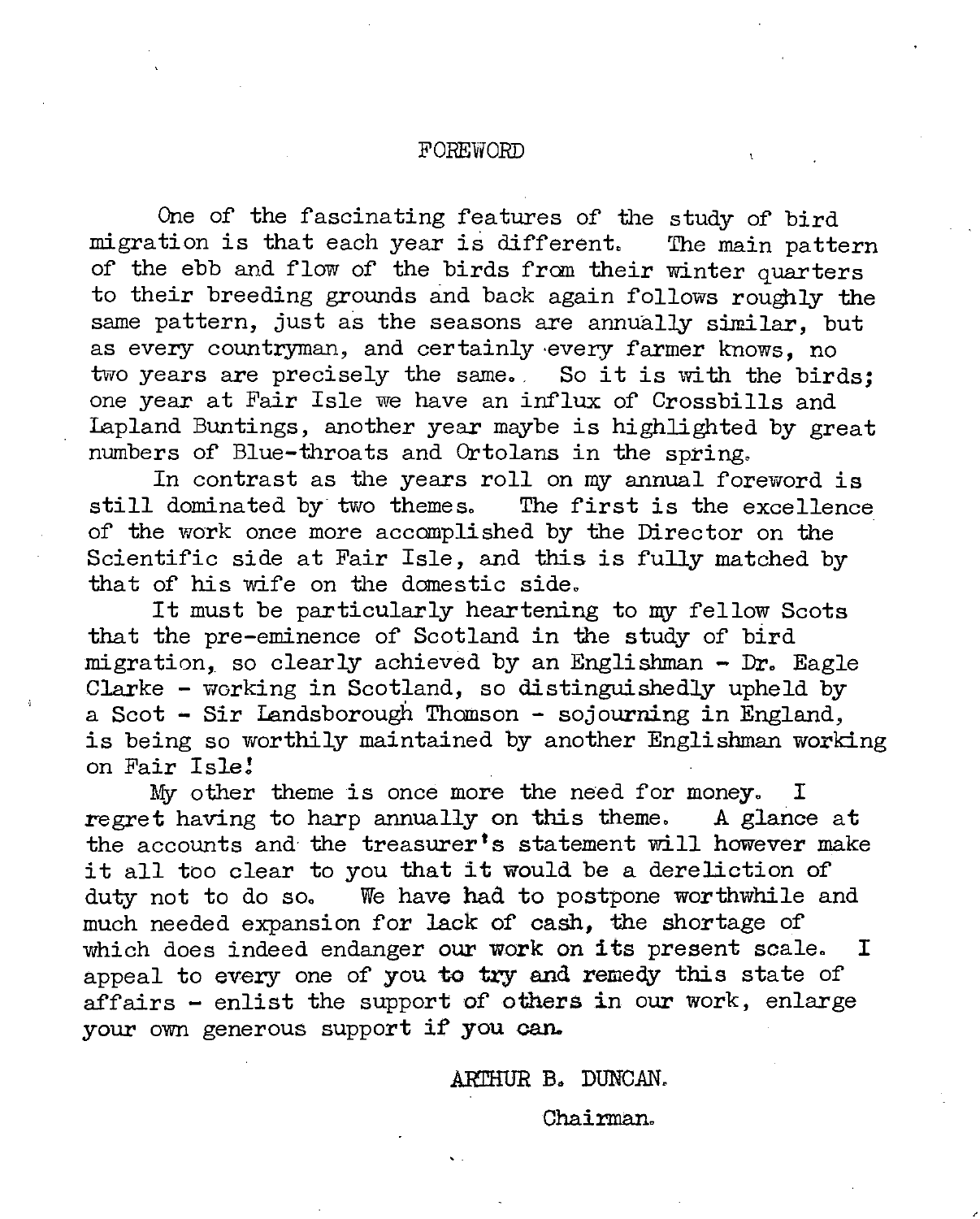# FOREWORD

One of the fascinating features of the study of bird migration is that each year is different. The main pattern of the ebb and flow of the birds from their winter quarters to their breeding grounds and back again follows roughly the same pattern, just as the seasons are annually similar, but as every countryman, and certainly every farmer knows, no two years are precisely the same. So it is with the birds; one year at Fair Isle we have an influx of Crossbills and Lapland Buntings, another year maybe is highlighted by great numbers of Blue-throats and Ortolans in the spring.

In contrast as the years roll on my annual foreword is still dominated by two themes. The first is the excellence of the work once more accomplished by the Director on the Scientific side at Fair Isle, and this is fully matched by that of his wife on the domestic side.

It must be particularly heartening to my fellow Scots that the pre-eminence of Scotland in the study of bird migration, so clearly achieved by an Englishman - Dr. Eagle Clarke - working in Scotland, so distinguishedly upheld by a Scot - Sir Landsborough Thomson - sojourning in England, is being so worthily maintained by another Englishman working on Fair Isle!

My other theme is once more the need for money. I regret having to harp annually on this theme. A glance at the accounts and the treasurer's statement will however make it all too clear to you that it would be a dereliction of duty not to do so. We have had to postpone worthwhile and much needed expansion for lack of cash, the shortage of which does indeed endanger our work on its present scale. I appeal to every one of you to try and remedy this state of affairs - enlist the support of others in our work, enlarge your own generous support if you can.

ARTHUR B. DUNCAN.

Chairman.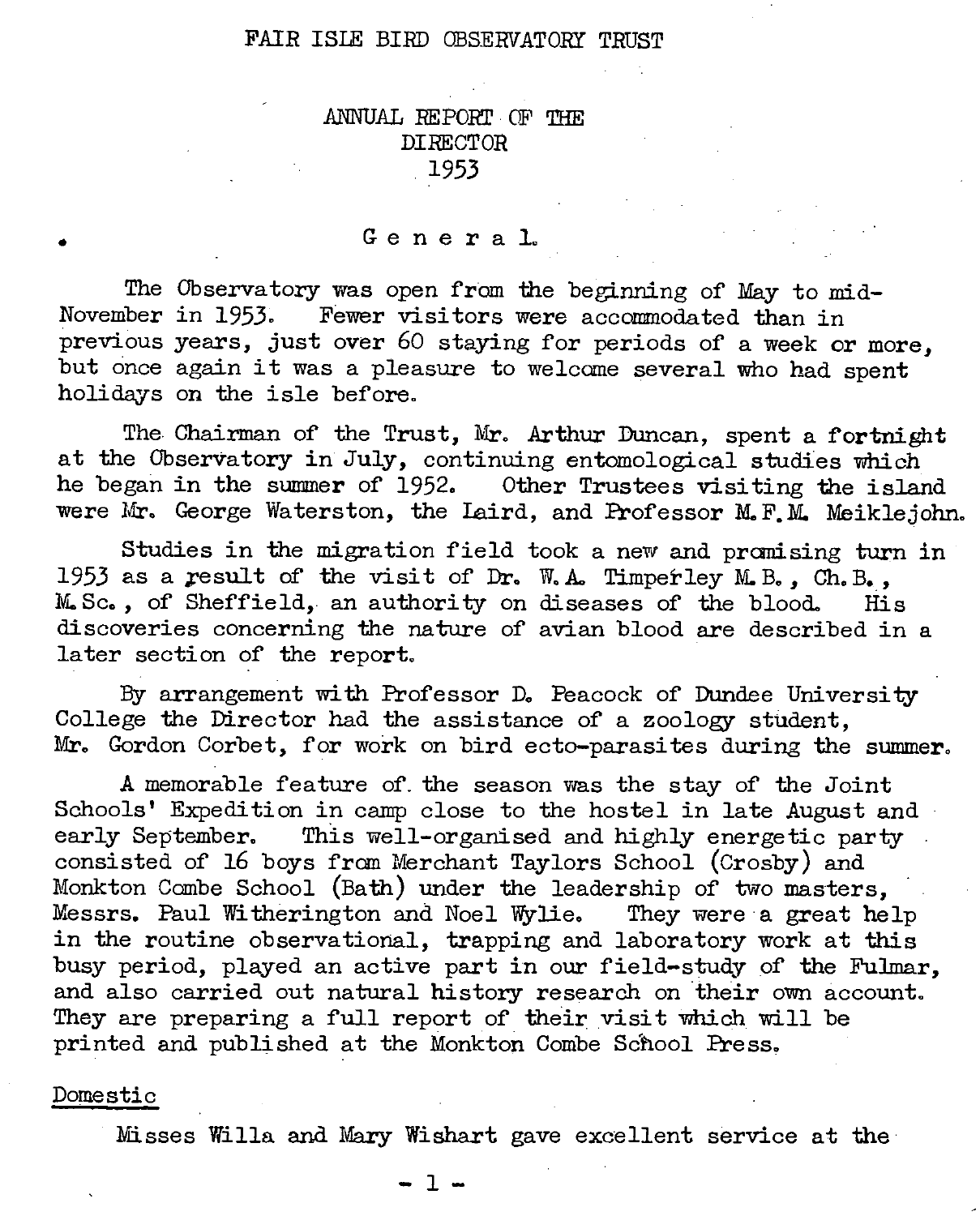# FAIR ISLE BIRD OBSERVATORY TRUST

## ANNUAL REPORT OF THE DIRECTOR 1953

### General

The Observatory was open from the beginning of May to mid-November in 1953. Fewer visitors were accommodated than in previous years, just over 60 staying for periods of a week or more, but once again it was a pleasure to welcome several who had spent holidays on the isle before.

The Chairman of the Trust, Mr. Arthur Duncan, spent a fortnight at the Observatory in July, continuing entomological studies which he began in the summer of 1952. Other Trustees visiting the island were Mr. George Waterston, the Laird, and Professor M.F.M. Meiklejohn.

Studies in the migration field took a new and promising turn in 1953 as a result of the visit of Dr. W.A. Timperley M.B., Ch.B., M.Sc., of Sheffield, an authority on diseases of the blood. His discoveries concerning the nature of avian blood are described in a later section of the report.

By arrangement with Professor D. Peacock of Dundee University College the Director had the assistance of a zoology student, Mr. Gordon Corbet, for work on bird ecto-parasites during the summer.

A memorable feature of the season was the stay of the Joint Schools' Expedition in camp close to the hostel in late August and early September. This well-organised and highly energetic party consisted of 16 boys from Merchant Taylors School (Crosby) and Monkton Combe School (Bath) under the leadership of two masters, Messrs. Paul Witherington and Noel Wylie. They were a great help in the routine observational, trapping and laboratory work at this busy period, played an active part in our field-study of the Fulmar, and also carried out natural history research on their own account. They are preparing a full report of their visit which will be printed and published at the Monkton Combe School Press.

### Domestic

Misses Willa and Mary Wishart gave excellent service at the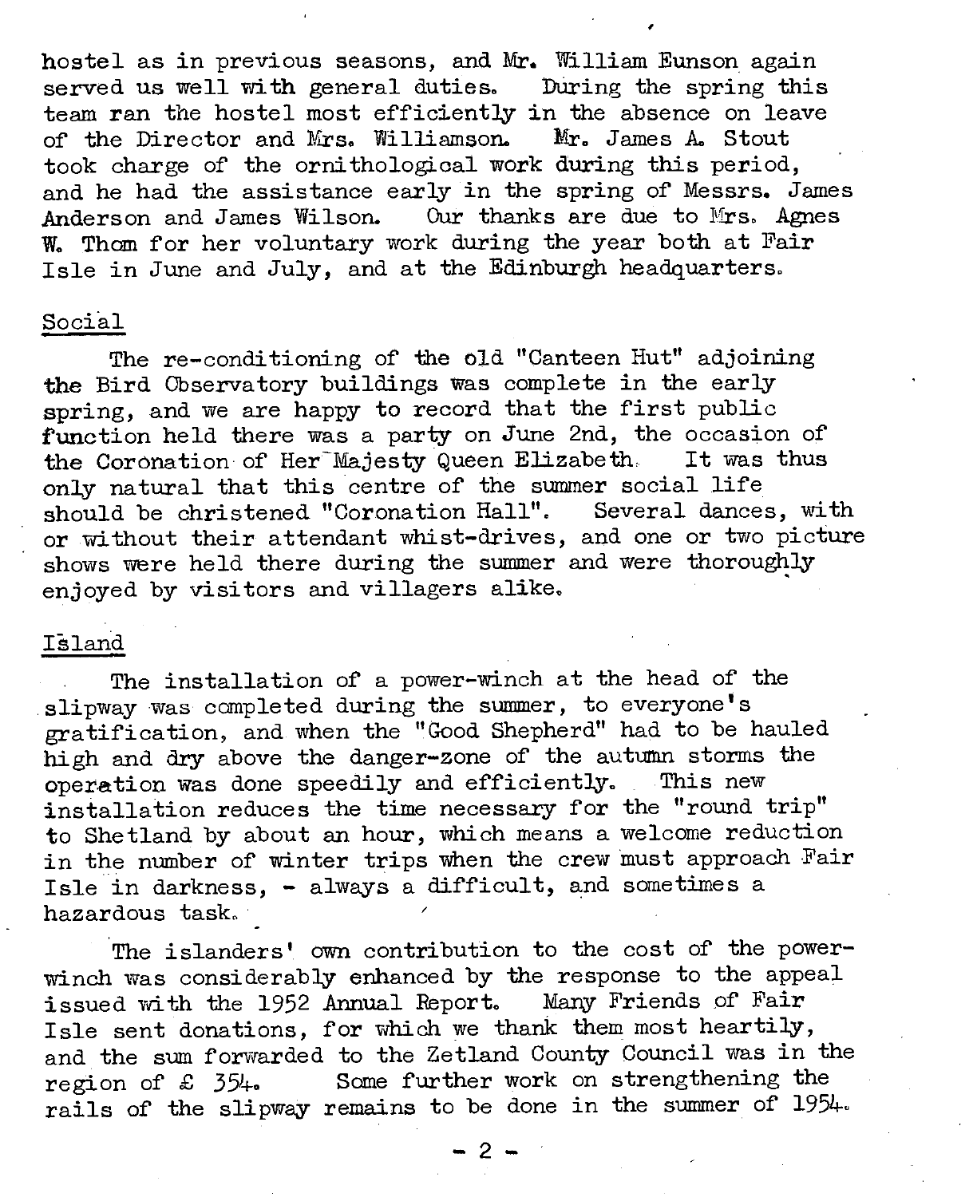hostel as in previous seasons, and Mr. William Eunson again served us well with general duties. During the spring this team ran the hostel most efficiently in the absence on leave of the Director and Mrs. Williamson. Mr. James A. Stout took charge of the ornithological work during this period, and he had the assistance early in the spring of Messrs. James Anderson and James Wilson. Our thanks are due to Mrs. Agnes W. Thom for her voluntary work during the year both at Fair Isle in June and July, and at the Edinburgh headquarters.

## Social

The re-conditioning of the old "Canteen Hut" adjoining the Bird Observatory buildings was complete in the early spring, and we are happy to record that the first public function held there was a party on June 2nd, the occasion of the Coronation of Her Majesty Queen Elizabeth. It was thus only natural that this centre of the summer social life should be christened "Coronation Hall". Several dances, with or without their attendant whist-drives, and one or two picture shows were held there during the summer and were thoroughly enjoyed by visitors and villagers alike.

## Island

The installation of a power-winch at the head of the slipway was completed during the summer, to everyone's gratification, and when the "Good Shepherd" had to be hauled high and dry above the danger-zone of the autumn storms the operation was done speedily and efficiently. This new installation reduces the time necessary for the "round trip" to Shetland by about an hour, which means a welcome reduction in the number of winter trips when the crew must approach Fair Isle in darkness, - always a difficult, and sometimes a hazardous task.

The islanders' own contribution to the cost of the power-winch was considerably enhanced by the response to the appeal issued with the 1952 Annual Report. Many Friends of Fair Isle sent donations, for which we thank them most heartily, and the sum forwarded to the Zetland County Council was in the region of £ 354. Some further work on strengthening the rails of the slipway remains to be done in the summer of 1954.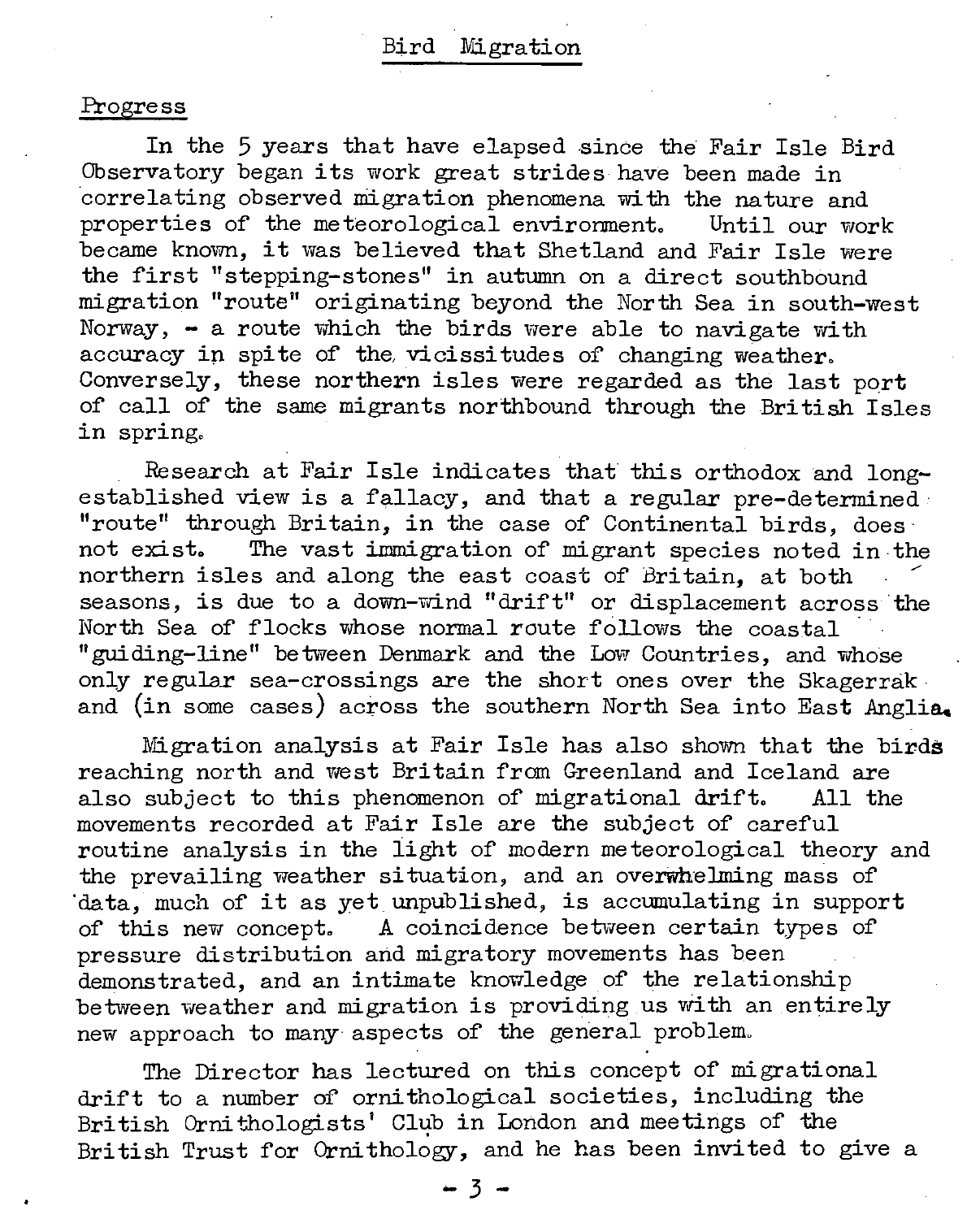# Bird Migration

## Progress

In the 5 years that have elapsed since the Fair Isle Bird Observatory began its work great strides have been made in correlating observed migration phenomena with the nature and properties of the meteorological environment. Until our work became known, it was believed that Shetland and Fair Isle were the first "stepping-stones" in autumn on a direct southbound migration "route" originating beyond the North Sea in south-west Norway, - a route which the birds were able to navigate with accuracy in spite of the vicissitudes of changing weather. Conversely, these northern isles were regarded as the last port of call of the same migrants northbound through the British Isles in spring.

Research at Fair Isle indicates that this orthodox and long-established view is a fallacy, and that a regular pre-determined "route" through Britain, in the case of Continental birds, does not exist. The vast immigration of migrant species noted in the northern isles and along the east coast of Britain, at both seasons, is due to a down-wind "drift" or displacement across the North Sea of flocks whose normal route follows the coastal "guiding-line" between Denmark and the Low Countries, and whose only regular sea-crossings are the short ones over the Skagerrak and (in some cases) across the southern North Sea into East Anglia.

Migration analysis at Fair Isle has also shown that the birds reaching north and west Britain from Greenland and Iceland are also subject to this phenomenon of migrational drift. All the movements recorded at Fair Isle are the subject of careful routine analysis in the light of modern meteorological theory and the prevailing weather situation, and an overwhelming mass of data, much of it as yet unpublished, is accumulating in support of this new concept. A coincidence between certain types of pressure distribution and migratory movements has been demonstrated, and an intimate knowledge of the relationship between weather and migration is providing us with an entirely new approach to many aspects of the general problem.

The Director has lectured on this concept of migrational drift to a number of ornithological societies, including the British Ornithologists' Club in London and meetings of the British Trust for Ornithology, and he has been invited to give a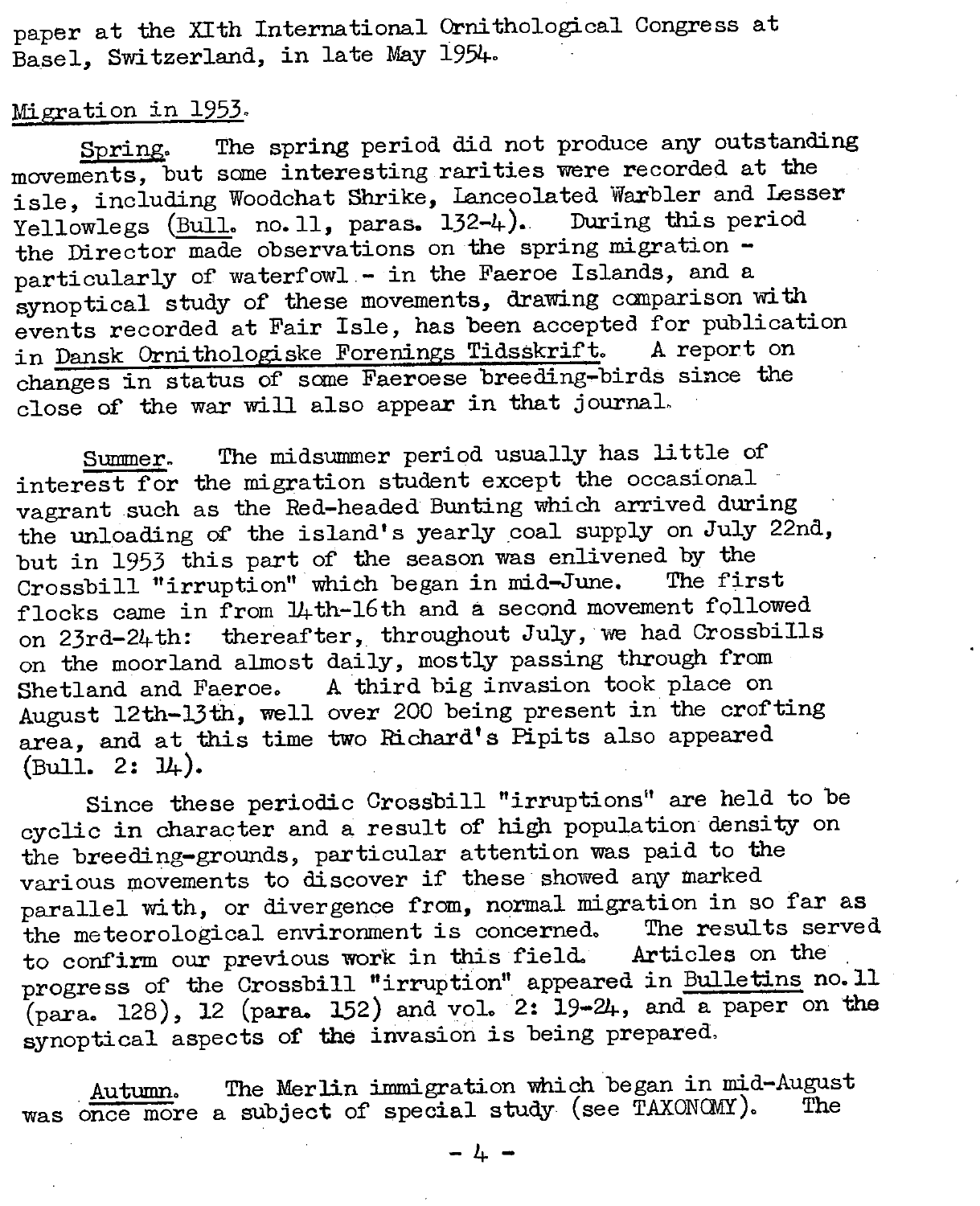paper at the XIth International Ornithological Congress at Basel, Switzerland, in late May 1954.

Migration in 1953.

Spring. The spring period did not produce any outstanding movements, but some interesting rarities were recorded at the isle, including Woodchat Shrike, Lanceolated Warbler and Lesser Yellowlegs (Bull. no. 11, paras. 132-4). During this period the Director made observations on the spring migration - particularly of waterfowl - in the Faeroe Islands, and a synoptical study of these movements, drawing comparison with events recorded at Fair Isle, has been accepted for publication in Dansk Ornithologiske Forenings Tidsskrift. A report on changes in status of some Faeroese breeding-birds since the close of the war will also appear in that journal.

Summer. The midsummer period usually has little of interest for the migration student except the occasional vagrant such as the Red-headed Bunting which arrived during the unloading of the island's yearly coal supply on July 22nd, but in 1953 this part of the season was enlivened by the Crossbill "irruption" which began in mid-June. The first flocks came in from 14th-16th and a second movement followed on 23rd-24th: thereafter, throughout July, we had Crossbills on the moorland almost daily, mostly passing through from Shetland and Faeroe. A third big invasion took place on August 12th-13th, well over 200 being present in the crofting area, and at this time two Richard's Pipits also appeared (Bull. 2: 14).

Since these periodic Crossbill "irruptions" are held to be cyclic in character and a result of high population density on the breeding-grounds, particular attention was paid to the various movements to discover if these showed any marked parallel with, or divergence from, normal migration in so far as the meteorological environment is concerned. The results served to confirm our previous work in this field. Articles on the progress of the Crossbill "irruption" appeared in Bulletins no. 11 (para. 128), 12 (para. 152) and vol. 2: 19-24, and a paper on the synoptical aspects of the invasion is being prepared.

Autumn. The Merlin immigration which began in mid-August was once more a subject of special study (see TAXONOMY). The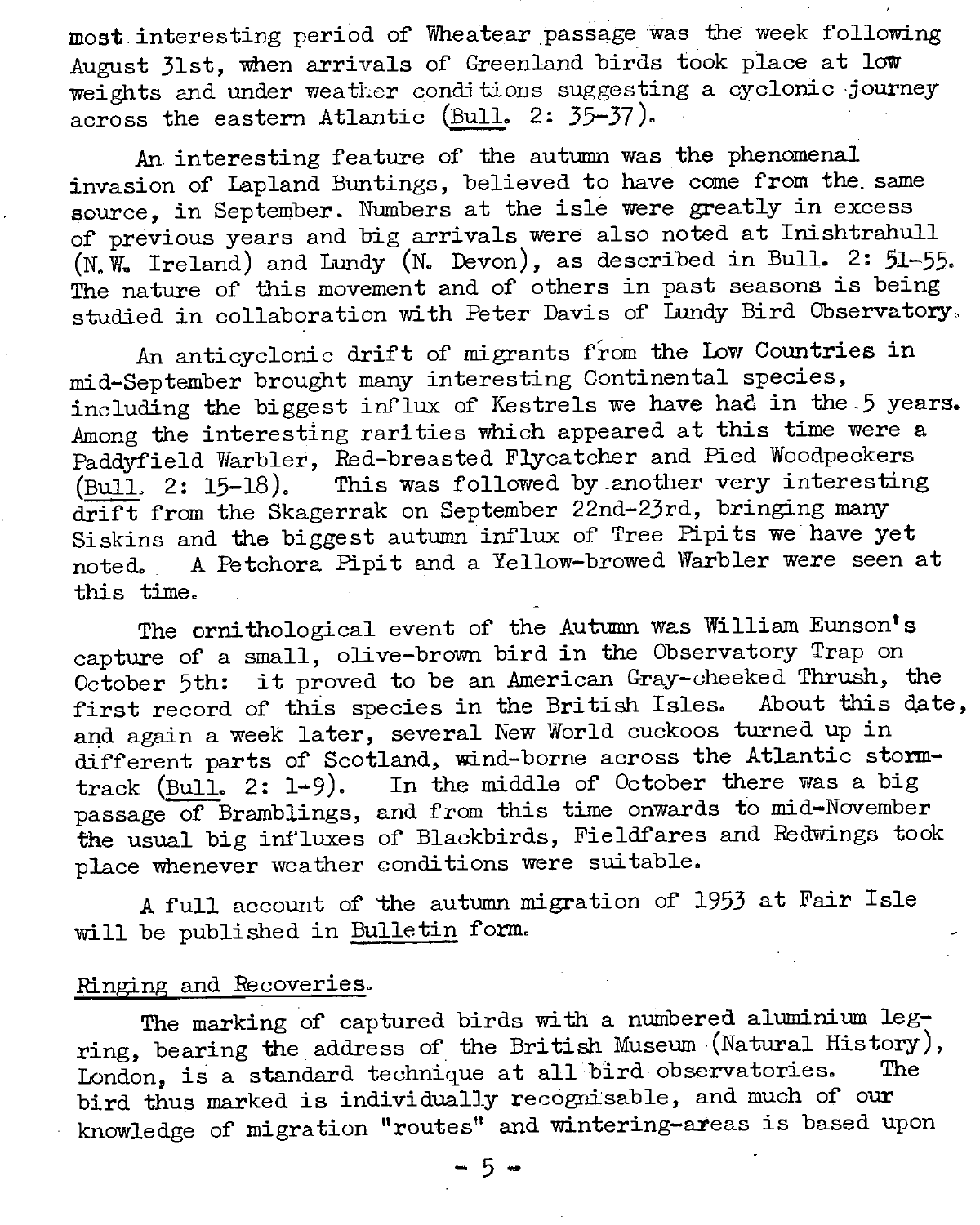most interesting period of Wheatear passage was the week following August 31st, when arrivals of Greenland birds took place at low weights and under weather conditions suggesting a cyclonic journey across the eastern Atlantic (Bull. 2: 35-37).

An interesting feature of the autumn was the phenomenal invasion of Lapland Buntings, believed to have come from the same source, in September. Numbers at the isle were greatly in excess of previous years and big arrivals were also noted at Inishtrahull (N.W. Ireland) and Lundy (N. Devon), as described in Bull. 2: 51-55. The nature of this movement and of others in past seasons is being studied in collaboration with Peter Davis of Lundy Bird Observatory.

An anticyclonic drift of migrants from the Low Countries in mid-September brought many interesting Continental species, including the biggest influx of Kestrels we have had in the 5 years. Among the interesting rarities which appeared at this time were a Paddyfield Warbler, Red-breasted Flycatcher and Pied Woodpeckers (Bull. 2: 15-18). This was followed by another very interesting drift from the Skagerrak on September 22nd-23rd, bringing many Siskins and the biggest autumn influx of Tree Pipits we have yet noted. A Petchora Pipit and a Yellow-browed Warbler were seen at this time.

The ornithological event of the Autumn was William Eunson's capture of a small, olive-brown bird in the Observatory Trap on October 5th: it proved to be an American Gray-cheeked Thrush, the first record of this species in the British Isles. About this date, and again a week later, several New World cuckoos turned up in different parts of Scotland, wind-borne across the Atlantic storm-track (Bull. 2: 1-9). In the middle of October there was a big passage of Bramblings, and from this time onwards to mid-November the usual big influxes of Blackbirds, Fieldfares and Redwings took place whenever weather conditions were suitable.

A full account of the autumn migration of 1953 at Fair Isle will be published in *Bulletin* form.

## Ringing and Recoveries.

The marking of captured birds with a numbered aluminium leg-ring, bearing the address of the British Museum (Natural History), London, is a standard technique at all bird observatories. The bird thus marked is individually recognisable, and much of our knowledge of migration "routes" and wintering-areas is based upon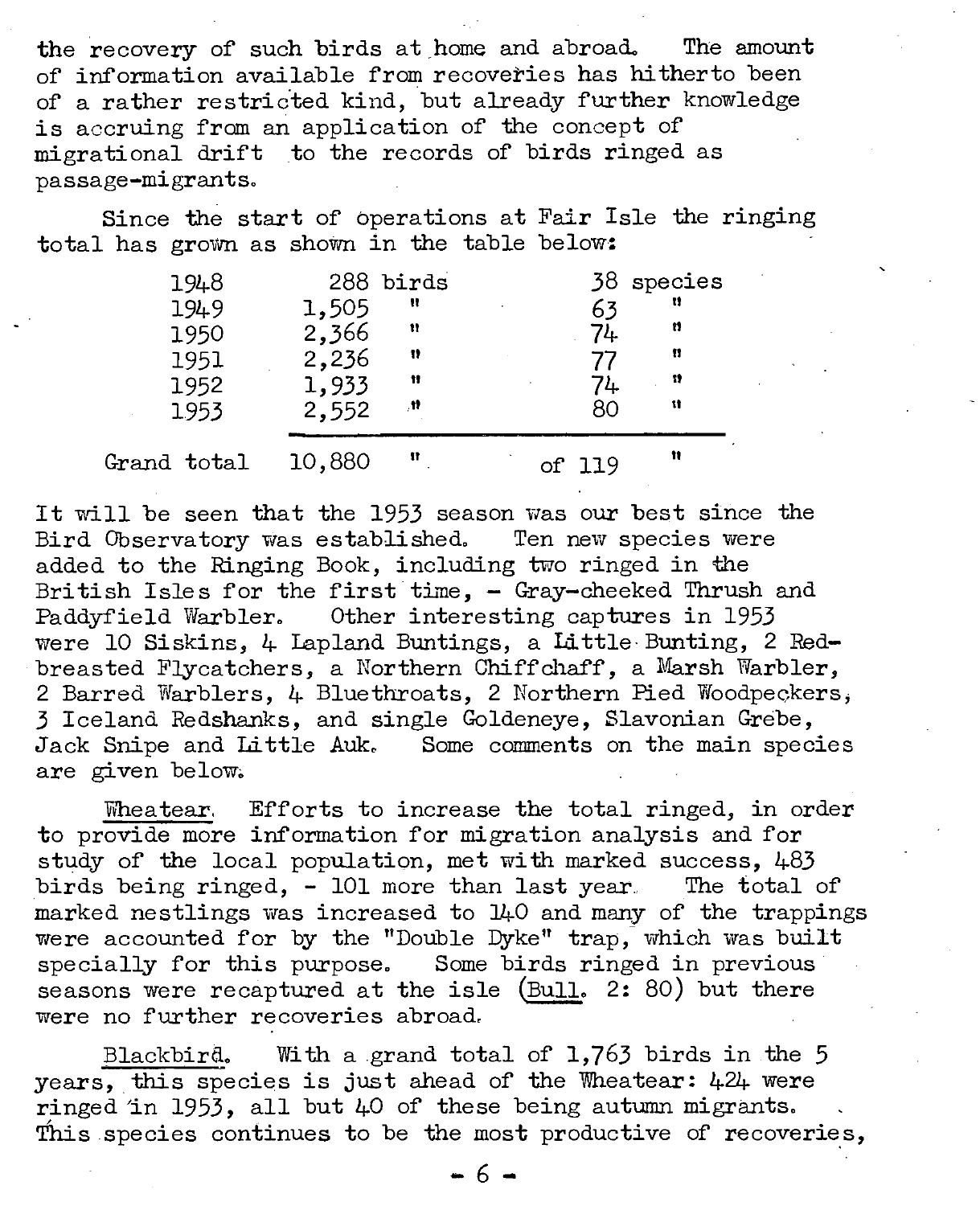the recovery of such birds at home and abroad. The amount of information available from recoveries has hitherto been of a rather restricted kind, but already further knowledge is accruing from an application of the concept of migrational drift to the records of birds ringed as passage-migrants.

Since the start of operations at Fair Isle the ringing total has grown as shown in the table below:

| | | |
|---|---|---|
| 1948 | 288 birds | 38 species |
| 1949 | 1,505 " | 63 " |
| 1950 | 2,366 " | 74 " |
| 1951 | 2,236 " | 77 " |
| 1952 | 1,933 " | 74 " |
| 1953 | 2,552 " | 80 " |
| Grand total | 10,880 " | of 119 " |

It will be seen that the 1953 season was our best since the Bird Observatory was established. Ten new species were added to the Ringing Book, including two ringed in the British Isles for the first time, - Gray-cheeked Thrush and Paddyfield Warbler. Other interesting captures in 1953 were 10 Siskins, 4 Lapland Buntings, a Little Bunting, 2 Red-breasted Flycatchers, a Northern Chiffchaff, a Marsh Warbler, 2 Barred Warblers, 4 Bluethroats, 2 Northern Pied Woodpeckers, 3 Iceland Redshanks, and single Goldeneye, Slavonian Grebe, Jack Snipe and Little Auk. Some comments on the main species are given below.

Wheatear. Efforts to increase the total ringed, in order to provide more information for migration analysis and for study of the local population, met with marked success, 483 birds being ringed, - 101 more than last year. The total of marked nestlings was increased to 140 and many of the trappings were accounted for by the "Double Dyke" trap, which was built specially for this purpose. Some birds ringed in previous seasons were recaptured at the isle (Bull. 2: 80) but there were no further recoveries abroad.

Blackbird. With a grand total of 1,763 birds in the 5 years, this species is just ahead of the Wheatear: 424 were ringed in 1953, all but 40 of these being autumn migrants. This species continues to be the most productive of recoveries,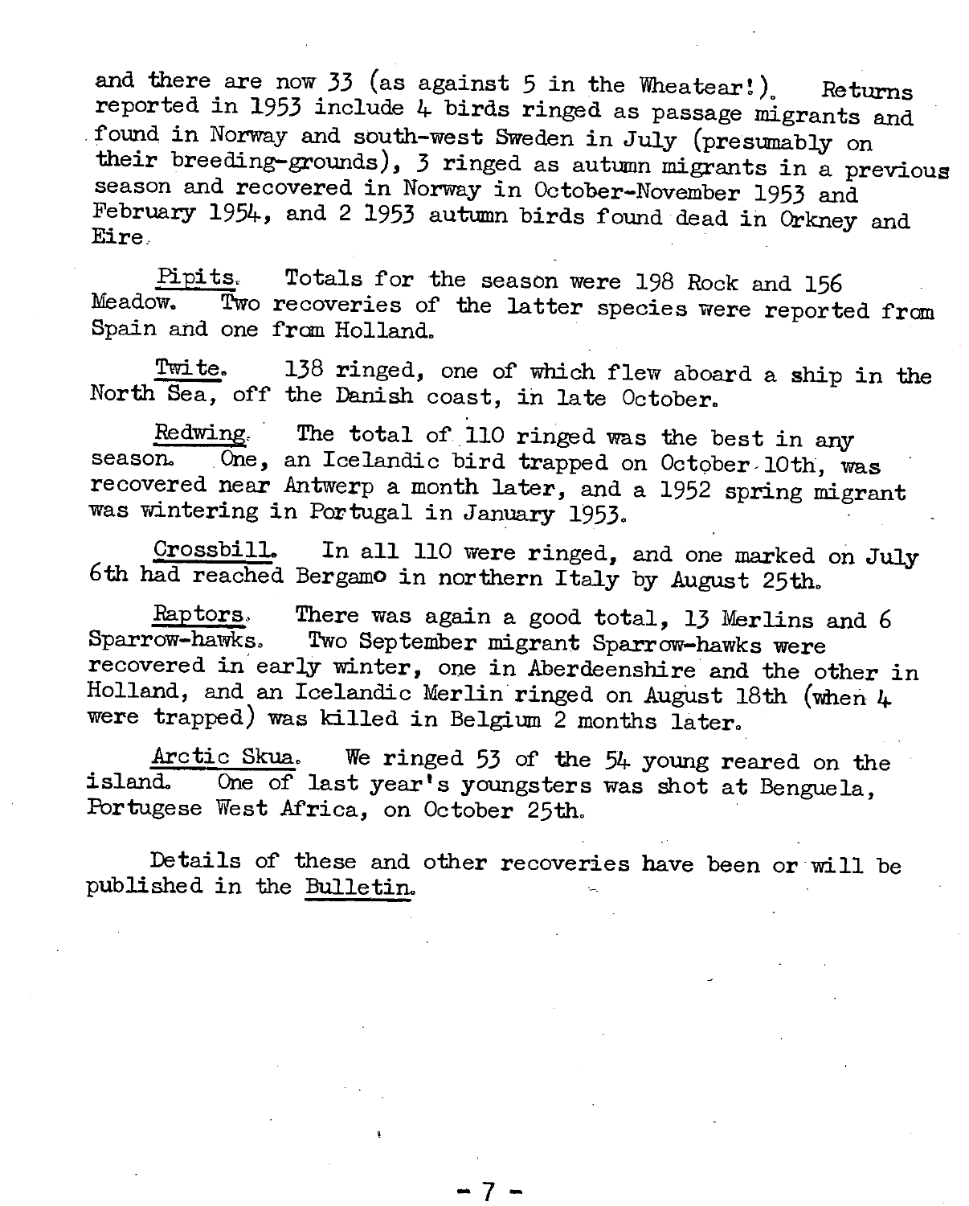and there are now 33 (as against 5 in the Wheatear!). Returns reported in 1953 include 4 birds ringed as passage migrants and found in Norway and south-west Sweden in July (presumably on their breeding-grounds), 3 ringed as autumn migrants in a previous season and recovered in Norway in October-November 1953 and February 1954, and 2 1953 autumn birds found dead in Orkney and Eire.

Pipits. Totals for the season were 198 Rock and 156 Meadow. Two recoveries of the latter species were reported from Spain and one from Holland.

Twite. 138 ringed, one of which flew aboard a ship in the North Sea, off the Danish coast, in late October.

Redwing. The total of 110 ringed was the best in any season. One, an Icelandic bird trapped on October 10th, was recovered near Antwerp a month later, and a 1952 spring migrant was wintering in Portugal in January 1953.

Crossbill. In all 110 were ringed, and one marked on July 6th had reached Bergamo in northern Italy by August 25th.

Raptors. There was again a good total, 13 Merlins and 6 Sparrow-hawks. Two September migrant Sparrow-hawks were recovered in early winter, one in Aberdeenshire and the other in Holland, and an Icelandic Merlin ringed on August 18th (when 4 were trapped) was killed in Belgium 2 months later.

Arctic Skua. We ringed 53 of the 54 young reared on the island. One of last year's youngsters was shot at Benguela, Portugese West Africa, on October 25th.

Details of these and other recoveries have been or will be published in the Bulletin.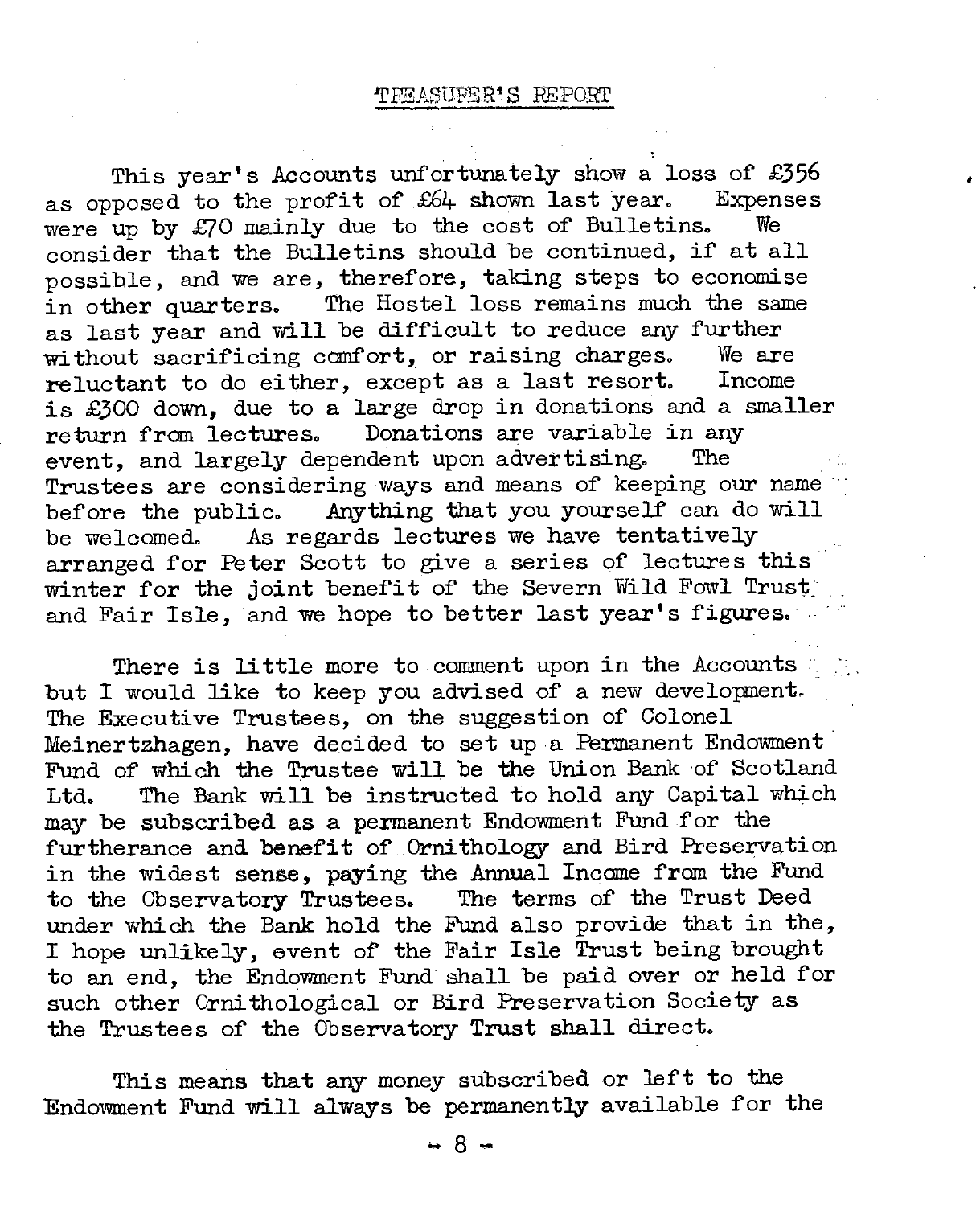## TREASURER'S REPORT

This year's Accounts unfortunately show a loss of £356 as opposed to the profit of £64 shown last year. Expenses were up by £70 mainly due to the cost of Bulletins. We consider that the Bulletins should be continued, if at all possible, and we are, therefore, taking steps to economise in other quarters. The Hostel loss remains much the same as last year and will be difficult to reduce any further without sacrificing comfort, or raising charges. We are reluctant to do either, except as a last resort. Income is £300 down, due to a large drop in donations and a smaller return from lectures. Donations are variable in any event, and largely dependent upon advertising. The Trustees are considering ways and means of keeping our name before the public. Anything that you yourself can do will be welcomed. As regards lectures we have tentatively arranged for Peter Scott to give a series of lectures this winter for the joint benefit of the Severn Wild Fowl Trust and Fair Isle, and we hope to better last year's figures.

There is little more to comment upon in the Accounts but I would like to keep you advised of a new development. The Executive Trustees, on the suggestion of Colonel Meinertzhagen, have decided to set up a Permanent Endowment Fund of which the Trustee will be the Union Bank of Scotland Ltd. The Bank will be instructed to hold any Capital which may be subscribed as a permanent Endowment Fund for the furtherance and benefit of Ornithology and Bird Preservation in the widest sense, paying the Annual Income from the Fund to the Observatory Trustees. The terms of the Trust Deed under which the Bank hold the Fund also provide that in the, I hope unlikely, event of the Fair Isle Trust being brought to an end, the Endowment Fund shall be paid over or held for such other Ornithological or Bird Preservation Society as the Trustees of the Observatory Trust shall direct.

This means that any money subscribed or left to the Endowment Fund will always be permanently available for the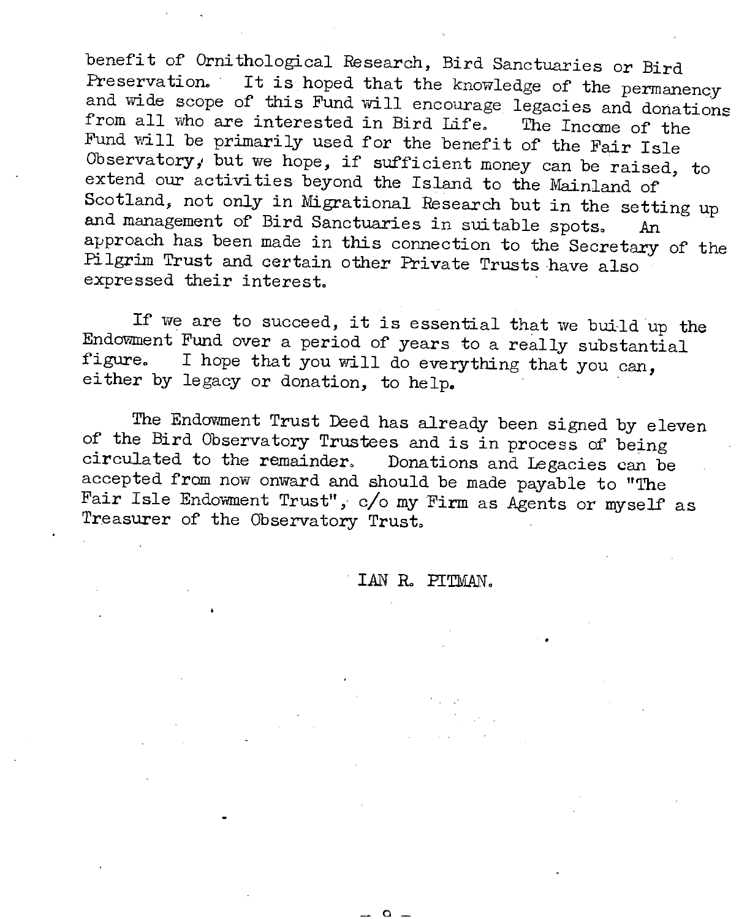benefit of Ornithological Research, Bird Sanctuaries or Bird Preservation. It is hoped that the knowledge of the permanency and wide scope of this Fund will encourage legacies and donations from all who are interested in Bird Life. The Income of the Fund will be primarily used for the benefit of the Fair Isle Observatory, but we hope, if sufficient money can be raised, to extend our activities beyond the Island to the Mainland of Scotland, not only in Migrational Research but in the setting up and management of Bird Sanctuaries in suitable spots. An approach has been made in this connection to the Secretary of the Pilgrim Trust and certain other Private Trusts have also expressed their interest.

If we are to succeed, it is essential that we build up the Endowment Fund over a period of years to a really substantial figure. I hope that you will do everything that you can, either by legacy or donation, to help.

The Endowment Trust Deed has already been signed by eleven of the Bird Observatory Trustees and is in process of being circulated to the remainder. Donations and Legacies can be accepted from now onward and should be made payable to "The Fair Isle Endowment Trust", c/o my Firm as Agents or myself as Treasurer of the Observatory Trust.

IAN R. PITMAN.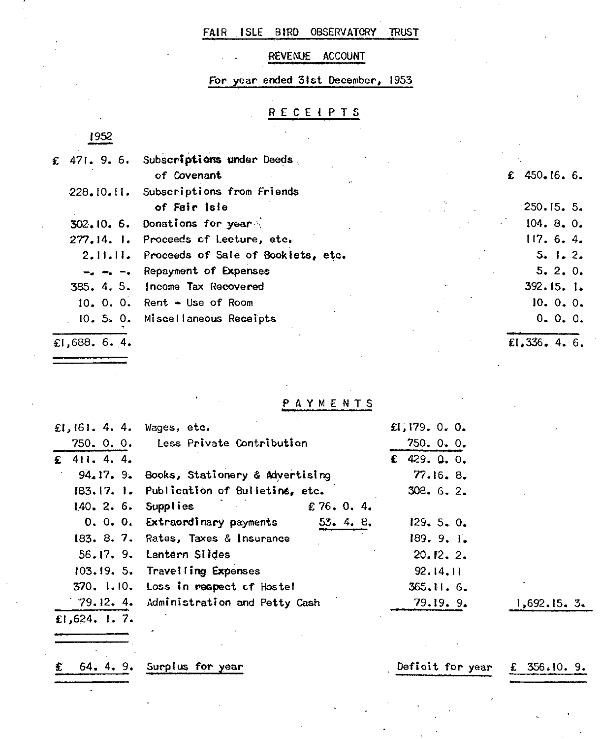# FAIR ISLE BIRD OBSERVATORY TRUST

## REVENUE ACCOUNT

### For year ended 31st December, 1953

## RECEIPTS

| 1952 | | 1953 |
|---|---|---|
| £ 471. 9. 6. | Subscriptions under Deeds of Covenant | £ 450.16. 6. |
| 228.10.11. | Subscriptions from Friends of Fair Isle | 250.15. 5. |
| 302.10. 6. | Donations for year | 104. 8. 0. |
| 277.14. 1. | Proceeds of Lecture, etc. | 117. 6. 4. |
| 2.11.11. | Proceeds of Sale of Booklets, etc. | 5. 1. 2. |
| -. -. -. | Repayment of Expenses | 5. 2. 0. |
| 385. 4. 5. | Income Tax Recovered | 392.15. 1. |
| 10. 0. 0. | Rent - Use of Room | 10. 0. 0. |
| 10. 5. 0. | Miscellaneous Receipts | 0. 0. 0. |
| £1,688. 6. 4. | | £1,336. 4. 6. |

## PAYMENTS

| 1952 | | | | 1953 |
|---|---|---|---|---|
| £1,161. 4. 4. | Wages, etc. | | £1,179. 0. 0. | |
| 750. 0. 0. | Less Private Contribution | | 750. 0. 0. | |
| £ 411. 4. 4. | | | £ 429. 0. 0. | |
| 94.17. 9. | Books, Stationery & Advertising | | 77.16. 8. | |
| 183.17. 1. | Publication of Bulletins, etc. | | 308. 6. 2. | |
| 140. 2. 6. | Supplies | £ 76. 0. 4. | | |
| 0. 0. 0. | Extraordinary payments | 53. 4. 8. | 129. 5. 0. | |
| 183. 8. 7. | Rates, Taxes & Insurance | | 189. 9. 1. | |
| 56.17. 9. | Lantern Slides | | 20.12. 2. | |
| 103.19. 5. | Travelling Expenses | | 92.14.11 | |
| 370. 1.10. | Loss in respect of Hostel | | 365.11. 6. | |
| 79.12. 4. | Administration and Petty Cash | | 79.19. 9. | 1,692.15. 3. |
| £1,624. 1. 7. | | | | |

| | | | |
|---|---|---|---|
| £ 64. 4. 9. | Surplus for year | Deficit for year | £ 356.10. 9. |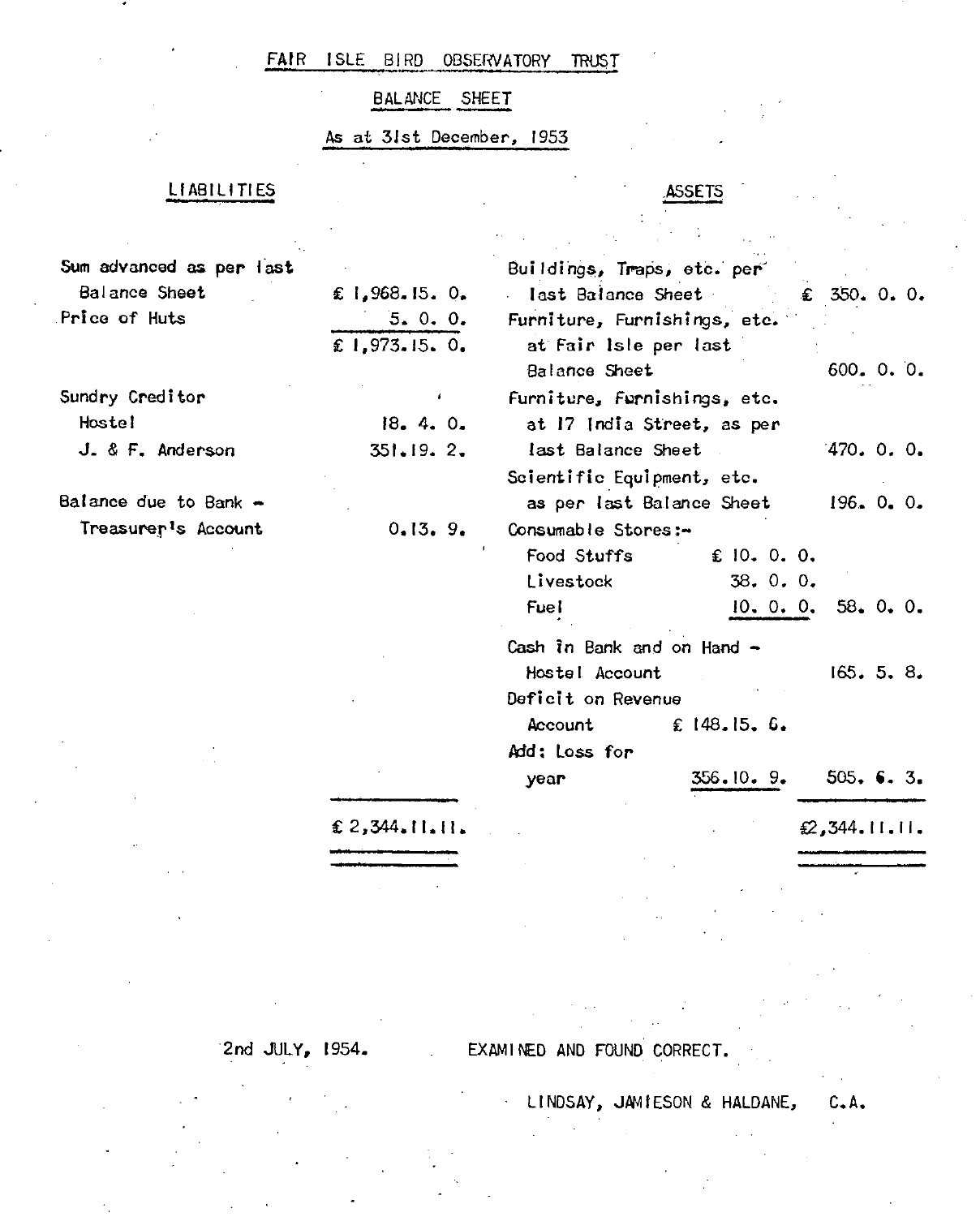# FAIR ISLE BIRD OBSERVATORY TRUST

## BALANCE SHEET

### As at 31st December, 1953

| LIABILITIES | | ASSETS | | |
|---|---|---|---|---|
| Sum advanced as per last Balance Sheet | £ 1,968. 15. 0. | Buildings, Traps, etc. per last Balance Sheet | | £ 350. 0. 0. |
| Price of Huts | 5. 0. 0. | Furniture, Furnishings, etc. at Fair Isle per last Balance Sheet | | 600. 0. 0. |
| | £ 1,973. 15. 0. | Furniture, Furnishings, etc. at 17 India Street, as per last Balance Sheet | | 470. 0. 0. |
| Sundry Creditor | | Scientific Equipment, etc. as per last Balance Sheet | | 196. 0. 0. |
| Hostel | 18. 4. 0. | Consumable Stores:- | | |
| J. & F. Anderson | 351. 19. 2. | Food Stuffs | £ 10. 0. 0. | |
| Balance due to Bank - Treasurer's Account | 0. 13. 9. | Livestock | 38. 0. 0. | |
| | | Fuel | 10. 0. 0. | 58. 0. 0. |
| | | Cash in Bank and on Hand - Hostel Account | | 165. 5. 8. |
| | | Deficit on Revenue Account | £ 148. 15. 6. | |
| | | Add: Loss for year | 356. 10. 9. | 505. 6. 3. |
| | £ 2,344. 11. 11. | | | £2,344. 11. 11. |

2nd JULY, 1954. EXAMINED AND FOUND CORRECT.

LINDSAY, JAMIESON & HALDANE, C.A.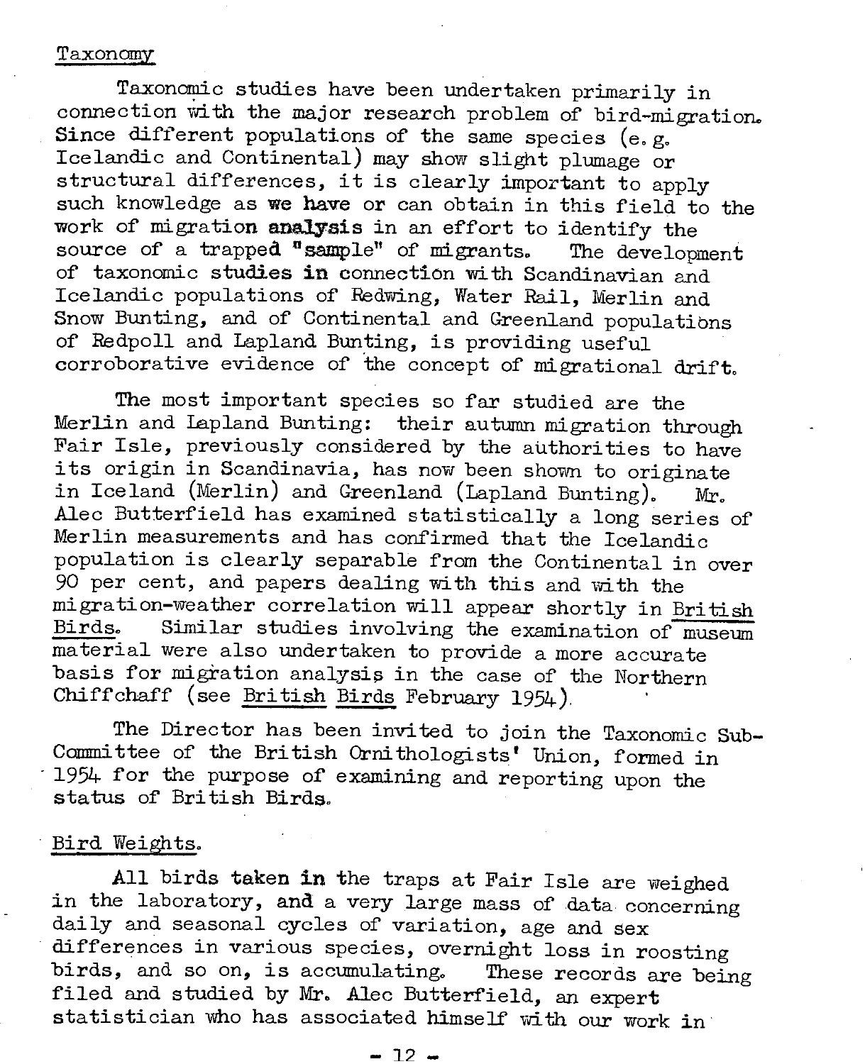Taxonomy

Taxonomic studies have been undertaken primarily in connection with the major research problem of bird-migration. Since different populations of the same species (e.g. Icelandic and Continental) may show slight plumage or structural differences, it is clearly important to apply such knowledge as we have or can obtain in this field to the work of migration analysis in an effort to identify the source of a trapped "sample" of migrants. The development of taxonomic studies in connection with Scandinavian and Icelandic populations of Redwing, Water Rail, Merlin and Snow Bunting, and of Continental and Greenland populations of Redpoll and Lapland Bunting, is providing useful corroborative evidence of the concept of migrational drift.

The most important species so far studied are the Merlin and Lapland Bunting: their autumn migration through Fair Isle, previously considered by the authorities to have its origin in Scandinavia, has now been shown to originate in Iceland (Merlin) and Greenland (Lapland Bunting). Mr. Alec Butterfield has examined statistically a long series of Merlin measurements and has confirmed that the Icelandic population is clearly separable from the Continental in over 90 per cent, and papers dealing with this and with the migration-weather correlation will appear shortly in British Birds. Similar studies involving the examination of museum material were also undertaken to provide a more accurate basis for migration analysis in the case of the Northern Chiffchaff (see British Birds February 1954).

The Director has been invited to join the Taxonomic Sub-Committee of the British Ornithologists' Union, formed in 1954 for the purpose of examining and reporting upon the status of British Birds.

Bird Weights.

All birds taken in the traps at Fair Isle are weighed in the laboratory, and a very large mass of data concerning daily and seasonal cycles of variation, age and sex differences in various species, overnight loss in roosting birds, and so on, is accumulating. These records are being filed and studied by Mr. Alec Butterfield, an expert statistician who has associated himself with our work in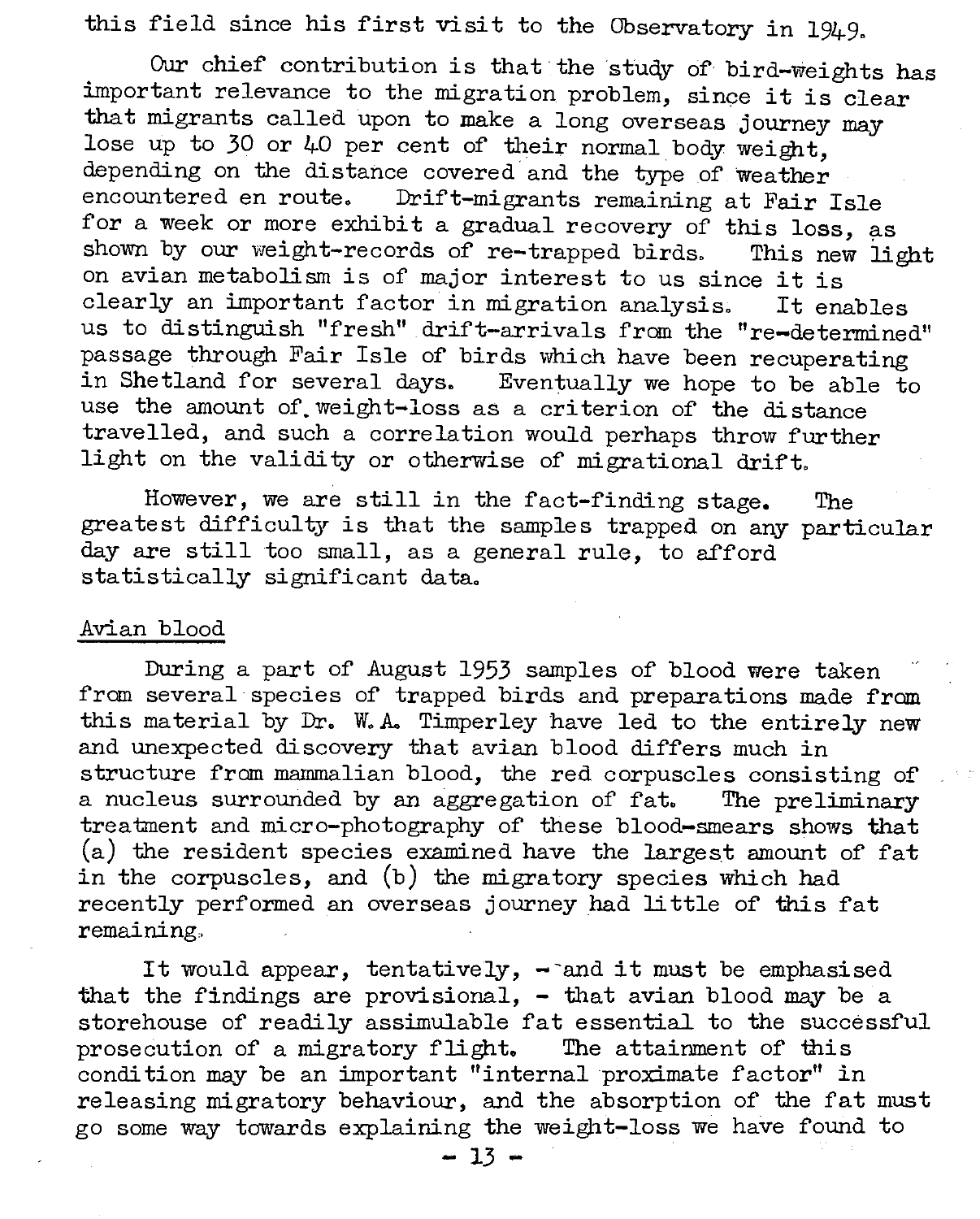this field since his first visit to the Observatory in 1949.

Our chief contribution is that the study of bird-weights has important relevance to the migration problem, since it is clear that migrants called upon to make a long overseas journey may lose up to 30 or 40 per cent of their normal body weight, depending on the distance covered and the type of weather encountered en route. Drift-migrants remaining at Fair Isle for a week or more exhibit a gradual recovery of this loss, as shown by our weight-records of re-trapped birds. This new light on avian metabolism is of major interest to us since it is clearly an important factor in migration analysis. It enables us to distinguish "fresh" drift-arrivals from the "re-determined" passage through Fair Isle of birds which have been recuperating in Shetland for several days. Eventually we hope to be able to use the amount of weight-loss as a criterion of the distance travelled, and such a correlation would perhaps throw further light on the validity or otherwise of migrational drift.

However, we are still in the fact-finding stage. The greatest difficulty is that the samples trapped on any particular day are still too small, as a general rule, to afford statistically significant data.

## Avian blood

During a part of August 1953 samples of blood were taken from several species of trapped birds and preparations made from this material by Dr. W.A. Timperley have led to the entirely new and unexpected discovery that avian blood differs much in structure from mammalian blood, the red corpuscles consisting of a nucleus surrounded by an aggregation of fat. The preliminary treatment and micro-photography of these blood-smears shows that (a) the resident species examined have the largest amount of fat in the corpuscles, and (b) the migratory species which had recently performed an overseas journey had little of this fat remaining.

It would appear, tentatively, - and it must be emphasised that the findings are provisional, - that avian blood may be a storehouse of readily assimulable fat essential to the successful prosecution of a migratory flight. The attainment of this condition may be an important "internal proximate factor" in releasing migratory behaviour, and the absorption of the fat must go some way towards explaining the weight-loss we have found to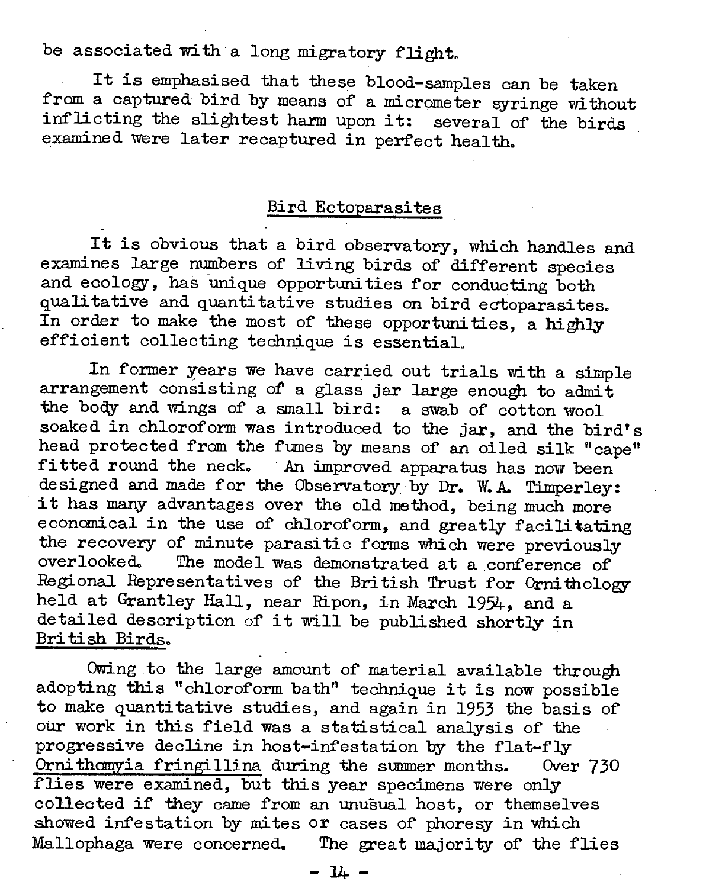be associated with a long migratory flight.

It is emphasised that these blood-samples can be taken from a captured bird by means of a micrometer syringe without inflicting the slightest harm upon it: several of the birds examined were later recaptured in perfect health.

## Bird Ectoparasites

It is obvious that a bird observatory, which handles and examines large numbers of living birds of different species and ecology, has unique opportunities for conducting both qualitative and quantitative studies on bird ectoparasites. In order to make the most of these opportunities, a highly efficient collecting technique is essential.

In former years we have carried out trials with a simple arrangement consisting of a glass jar large enough to admit the body and wings of a small bird: a swab of cotton wool soaked in chloroform was introduced to the jar, and the bird's head protected from the fumes by means of an oiled silk "cape" fitted round the neck. An improved apparatus has now been designed and made for the Observatory by Dr. W.A. Timperley: it has many advantages over the old method, being much more economical in the use of chloroform, and greatly facilitating the recovery of minute parasitic forms which were previously overlooked. The model was demonstrated at a conference of Regional Representatives of the British Trust for Ornithology held at Grantley Hall, near Ripon, in March 1954, and a detailed description of it will be published shortly in British Birds.

Owing to the large amount of material available through adopting this "chloroform bath" technique it is now possible to make quantitative studies, and again in 1953 the basis of our work in this field was a statistical analysis of the progressive decline in host-infestation by the flat-fly *Ornithomyia fringillina* during the summer months. Over 730 flies were examined, but this year specimens were only collected if they came from an unusual host, or themselves showed infestation by mites or cases of phoresy in which Mallophaga were concerned. The great majority of the flies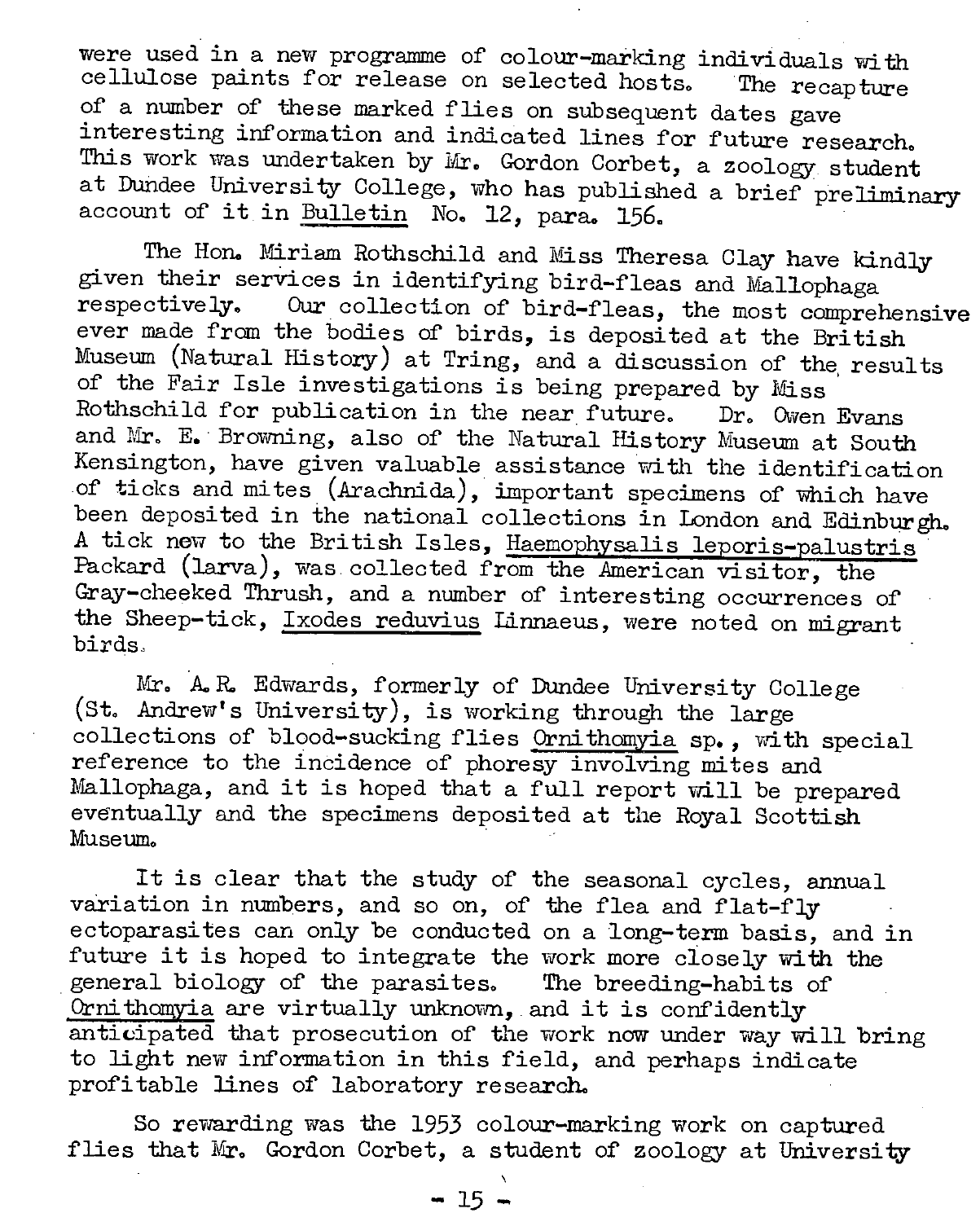were used in a new programme of colour-marking individuals with cellulose paints for release on selected hosts. The recapture of a number of these marked flies on subsequent dates gave interesting information and indicated lines for future research. This work was undertaken by Mr. Gordon Corbet, a zoology student at Dundee University College, who has published a brief preliminary account of it in Bulletin No. 12, para. 156.

The Hon. Miriam Rothschild and Miss Theresa Clay have kindly given their services in identifying bird-fleas and Mallophaga respectively. Our collection of bird-fleas, the most comprehensive ever made from the bodies of birds, is deposited at the British Museum (Natural History) at Tring, and a discussion of the results of the Fair Isle investigations is being prepared by Miss Rothschild for publication in the near future. Dr. Owen Evans and Mr. E. Browning, also of the Natural History Museum at South Kensington, have given valuable assistance with the identification of ticks and mites (Arachnida), important specimens of which have been deposited in the national collections in London and Edinburgh. A tick new to the British Isles, Haemophysalis leporis-palustris Packard (larva), was collected from the American visitor, the Gray-cheeked Thrush, and a number of interesting occurrences of the Sheep-tick, Ixodes reduvius Linnaeus, were noted on migrant birds.

Mr. A.R. Edwards, formerly of Dundee University College (St. Andrew's University), is working through the large collections of blood-sucking flies Ornithomyia sp., with special reference to the incidence of phoresy involving mites and Mallophaga, and it is hoped that a full report will be prepared eventually and the specimens deposited at the Royal Scottish Museum.

It is clear that the study of the seasonal cycles, annual variation in numbers, and so on, of the flea and flat-fly ectoparasites can only be conducted on a long-term basis, and in future it is hoped to integrate the work more closely with the general biology of the parasites. The breeding-habits of Ornithomyia are virtually unknown, and it is confidently anticipated that prosecution of the work now under way will bring to light new information in this field, and perhaps indicate profitable lines of laboratory research.

So rewarding was the 1953 colour-marking work on captured flies that Mr. Gordon Corbet, a student of zoology at University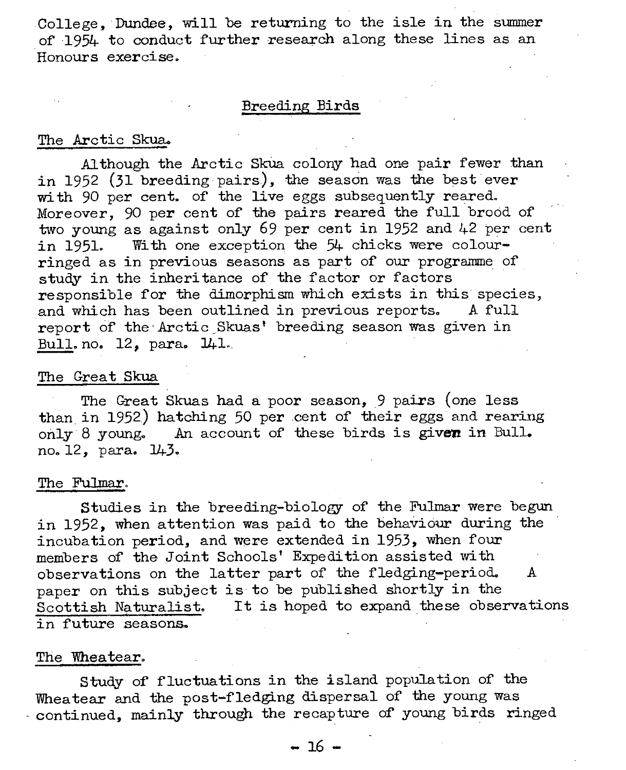College, Dundee, will be returning to the isle in the summer of 1954 to conduct further research along these lines as an Honours exercise.

## Breeding Birds

### The Arctic Skua.

Although the Arctic Skua colony had one pair fewer than in 1952 (31 breeding pairs), the season was the best ever with 90 per cent. of the live eggs subsequently reared. Moreover, 90 per cent of the pairs reared the full brood of two young as against only 69 per cent in 1952 and 42 per cent in 1951. With one exception the 54 chicks were colour-ringed as in previous seasons as part of our programme of study in the inheritance of the factor or factors responsible for the dimorphism which exists in this species, and which has been outlined in previous reports. A full report of the Arctic Skuas' breeding season was given in Bull. no. 12, para. 141.

### The Great Skua

The Great Skuas had a poor season, 9 pairs (one less than in 1952) hatching 50 per cent of their eggs and rearing only 8 young. An account of these birds is given in Bull. no. 12, para. 143.

### The Fulmar.

Studies in the breeding-biology of the Fulmar were begun in 1952, when attention was paid to the behaviour during the incubation period, and were extended in 1953, when four members of the Joint Schools' Expedition assisted with observations on the latter part of the fledging-period. A paper on this subject is to be published shortly in the Scottish Naturalist. It is hoped to expand these observations in future seasons.

### The Wheatear.

Study of fluctuations in the island population of the Wheatear and the post-fledging dispersal of the young was continued, mainly through the recapture of young birds ringed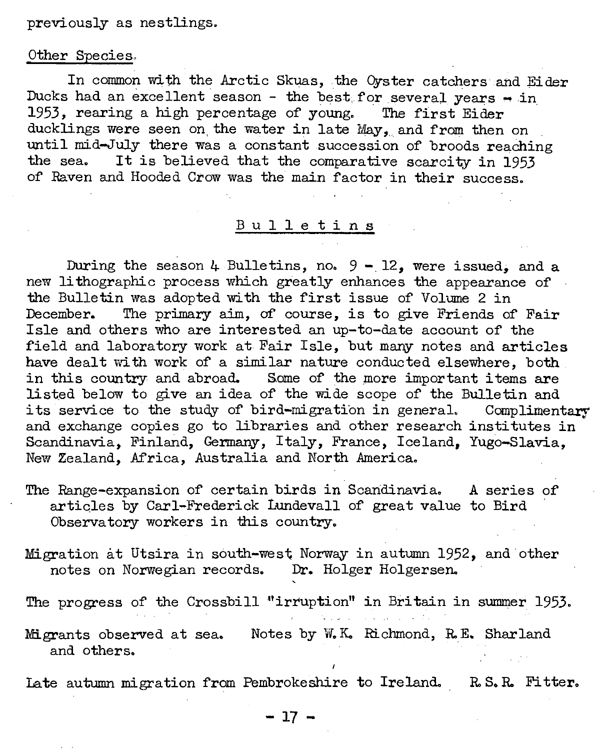previously as nestlings.

Other Species.

In common with the Arctic Skuas, the Oyster catchers and Eider Ducks had an excellent season - the best for several years - in 1953, rearing a high percentage of young. The first Eider ducklings were seen on the water in late May, and from then on until mid-July there was a constant succession of broods reaching the sea. It is believed that the comparative scarcity in 1953 of Raven and Hooded Crow was the main factor in their success.

## Bulletins

During the season 4 Bulletins, no. 9 - 12, were issued, and a new lithographic process which greatly enhances the appearance of the Bulletin was adopted with the first issue of Volume 2 in December. The primary aim, of course, is to give Friends of Fair Isle and others who are interested an up-to-date account of the field and laboratory work at Fair Isle, but many notes and articles have dealt with work of a similar nature conducted elsewhere, both in this country and abroad. Some of the more important items are listed below to give an idea of the wide scope of the Bulletin and its service to the study of bird-migration in general. Complimentary and exchange copies go to libraries and other research institutes in Scandinavia, Finland, Germany, Italy, France, Iceland, Yugo-Slavia, New Zealand, Africa, Australia and North America.

The Range-expansion of certain birds in Scandinavia. A series of articles by Carl-Frederick Lundevall of great value to Bird Observatory workers in this country.

Migration at Utsira in south-west Norway in autumn 1952, and other notes on Norwegian records. Dr. Holger Holgersen.

The progress of the Crossbill "irruption" in Britain in summer 1953.

Migrants observed at sea. Notes by W.K. Richmond, R.E. Sharland and others.

Late autumn migration from Pembrokeshire to Ireland. R.S.R. Fitter.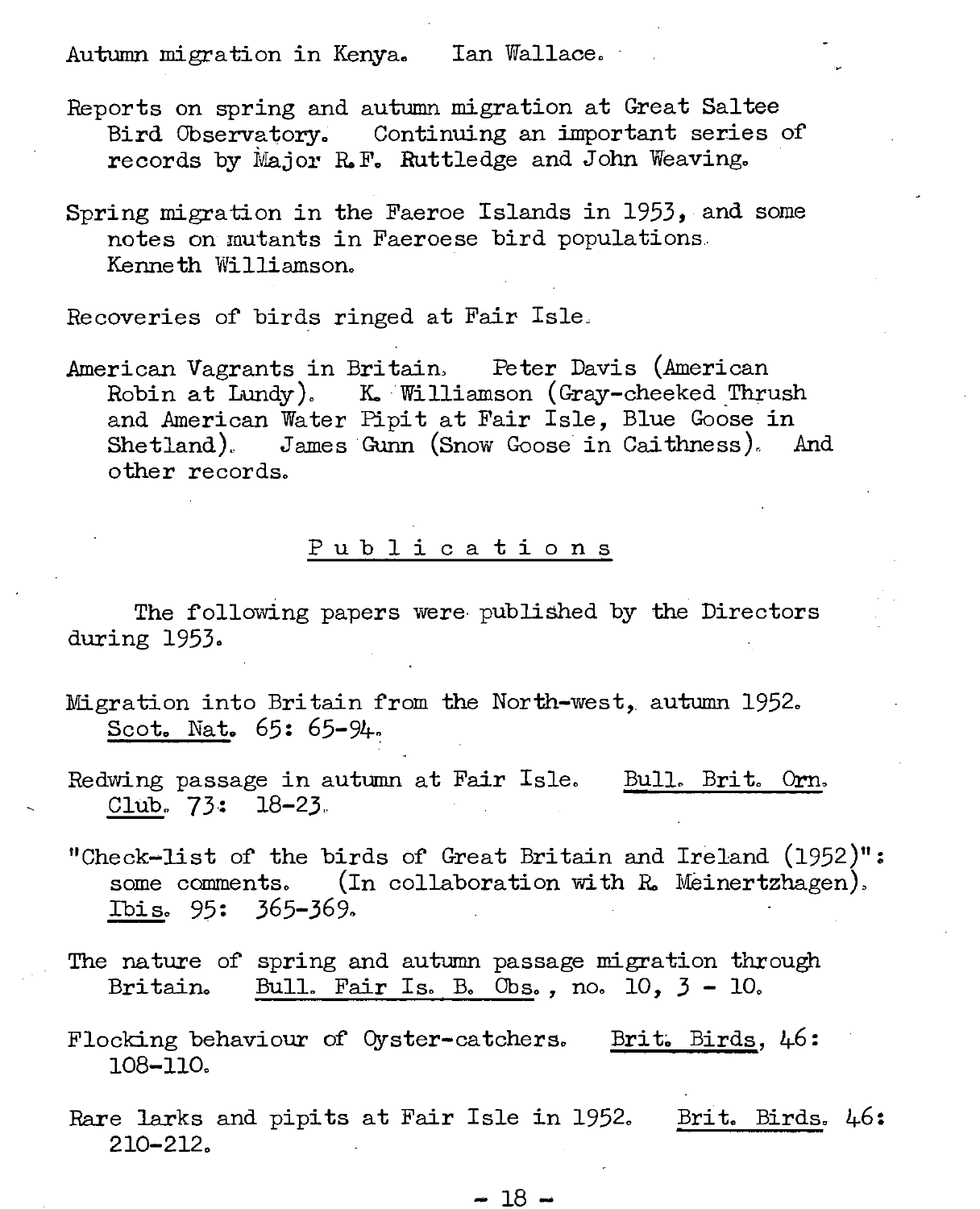Autumn migration in Kenya. Ian Wallace.

Reports on spring and autumn migration at Great Saltee Bird Observatory. Continuing an important series of records by Major R.F. Ruttledge and John Weaving.

Spring migration in the Faeroe Islands in 1953, and some notes on mutants in Faeroese bird populations. Kenneth Williamson.

Recoveries of birds ringed at Fair Isle.

American Vagrants in Britain. Peter Davis (American Robin at Lundy). K. Williamson (Gray-cheeked Thrush and American Water Pipit at Fair Isle, Blue Goose in Shetland). James Gunn (Snow Goose in Caithness). And other records.

## Publications

The following papers were published by the Directors during 1953.

Migration into Britain from the North-west, autumn 1952. Scot. Nat. 65: 65-94.

Redwing passage in autumn at Fair Isle. Bull. Brit. Orn. Club. 73: 18-23.

"Check-list of the birds of Great Britain and Ireland (1952)": some comments. (In collaboration with R. Meinertzhagen). Ibis. 95: 365-369.

The nature of spring and autumn passage migration through Britain. Bull. Fair Is. B. Obs., no. 10, 3 - 10.

Flocking behaviour of Oyster-catchers. Brit. Birds, 46: 108-110.

Rare larks and pipits at Fair Isle in 1952. Brit. Birds. 46: 210-212.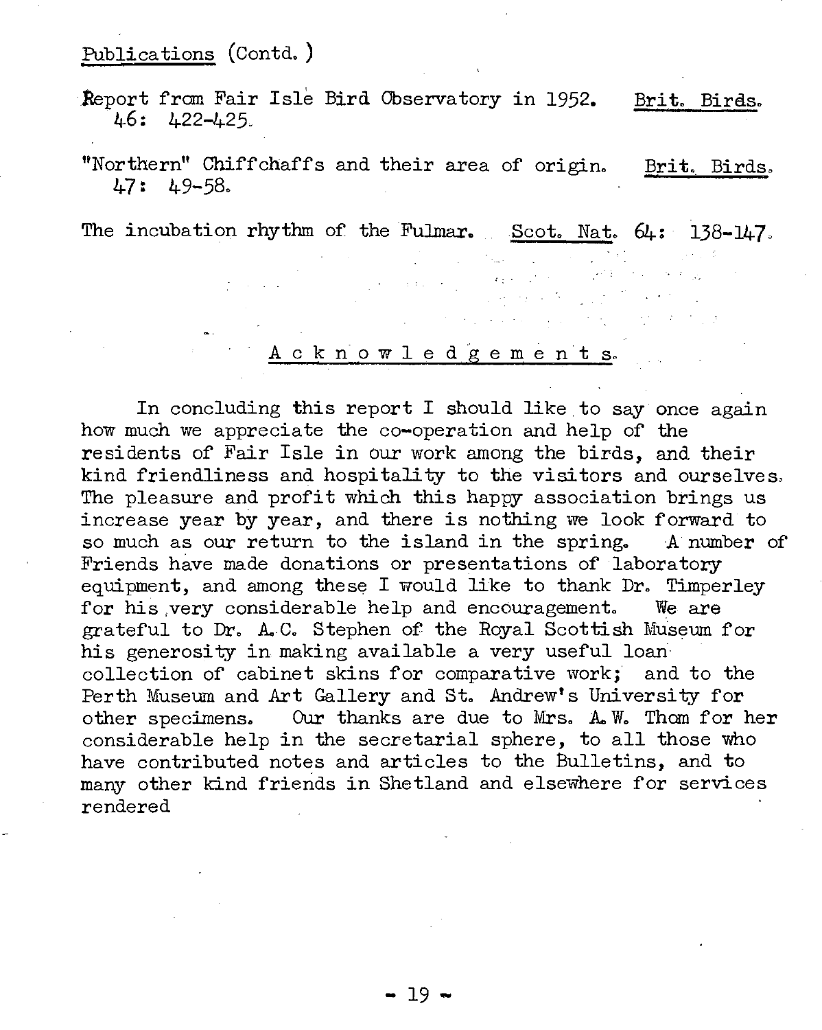Publications (Contd.)

Report from Fair Isle Bird Observatory in 1952. Brit. Birds. 46: 422-425.

"Northern" Chiffchaffs and their area of origin. Brit. Birds. 47: 49-58.

The incubation rhythm of the Fulmar. Scot. Nat. 64: 138-147.

## Acknowledgements.

In concluding this report I should like to say once again how much we appreciate the co-operation and help of the residents of Fair Isle in our work among the birds, and their kind friendliness and hospitality to the visitors and ourselves. The pleasure and profit which this happy association brings us increase year by year, and there is nothing we look forward to so much as our return to the island in the spring. A number of Friends have made donations or presentations of laboratory equipment, and among these I would like to thank Dr. Timperley for his very considerable help and encouragement. We are grateful to Dr. A.C. Stephen of the Royal Scottish Museum for his generosity in making available a very useful loan collection of cabinet skins for comparative work; and to the Perth Museum and Art Gallery and St. Andrew's University for other specimens. Our thanks are due to Mrs. A.W. Thom for her considerable help in the secretarial sphere, to all those who have contributed notes and articles to the Bulletins, and to many other kind friends in Shetland and elsewhere for services rendered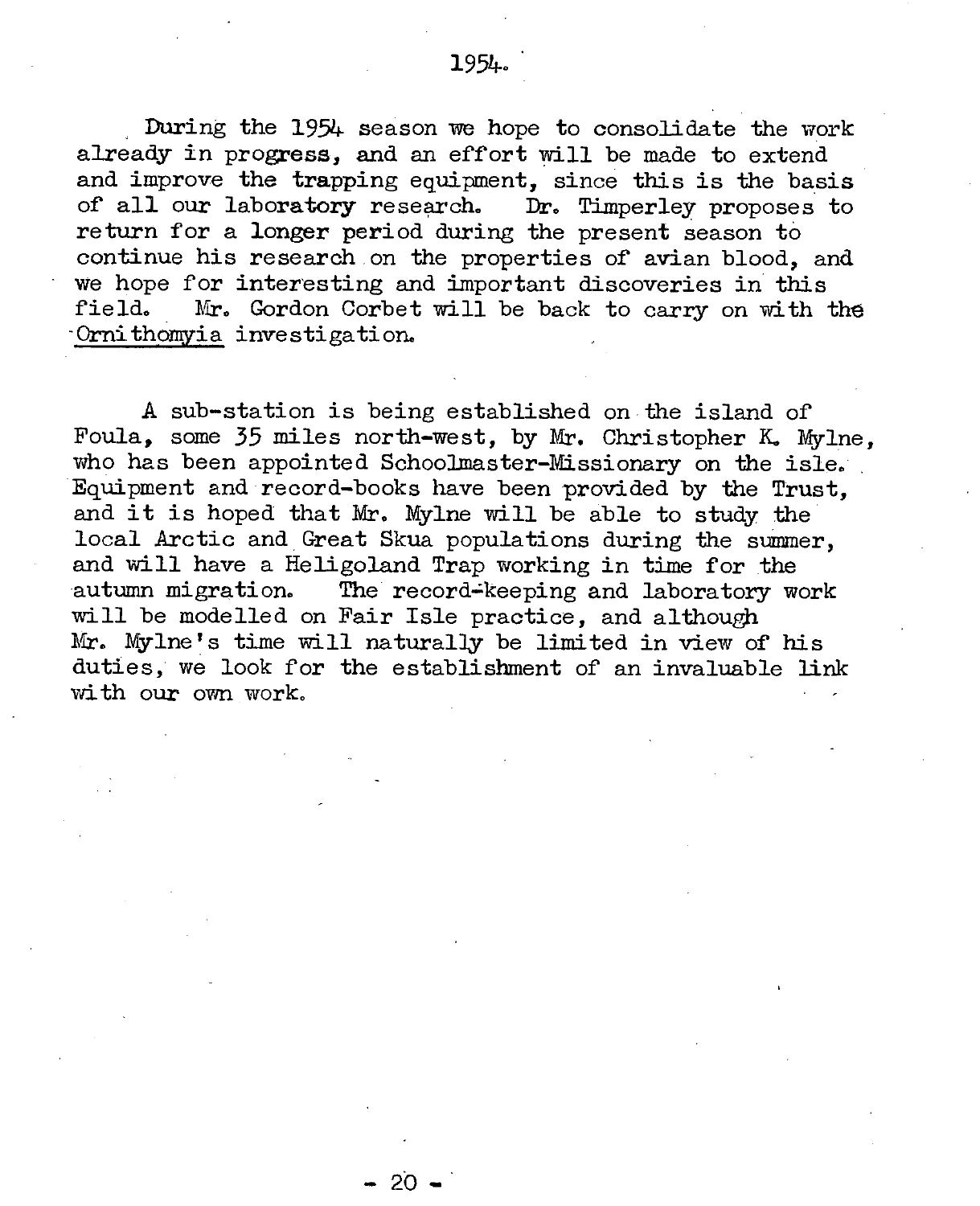# 1954.

During the 1954 season we hope to consolidate the work already in progress, and an effort will be made to extend and improve the trapping equipment, since this is the basis of all our laboratory research. Dr. Timperley proposes to return for a longer period during the present season to continue his research on the properties of avian blood, and we hope for interesting and important discoveries in this field. Mr. Gordon Corbet will be back to carry on with the *Ornithomyia* investigation.

A sub-station is being established on the island of Foula, some 35 miles north-west, by Mr. Christopher K. Mylne, who has been appointed Schoolmaster-Missionary on the isle. Equipment and record-books have been provided by the Trust, and it is hoped that Mr. Mylne will be able to study the local Arctic and Great Skua populations during the summer, and will have a Heligoland Trap working in time for the autumn migration. The record-keeping and laboratory work will be modelled on Fair Isle practice, and although Mr. Mylne's time will naturally be limited in view of his duties, we look for the establishment of an invaluable link with our own work.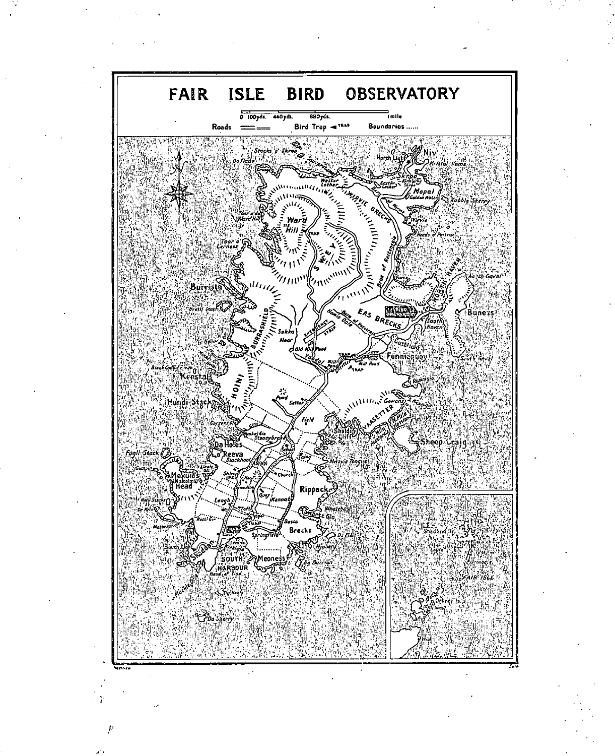# FAIR ISLE BIRD OBSERVATORY

0 100yds. 440yds. 880yds. 1 mile

Roads ═══ Bird Trap ◄ TRAP Boundaries ......